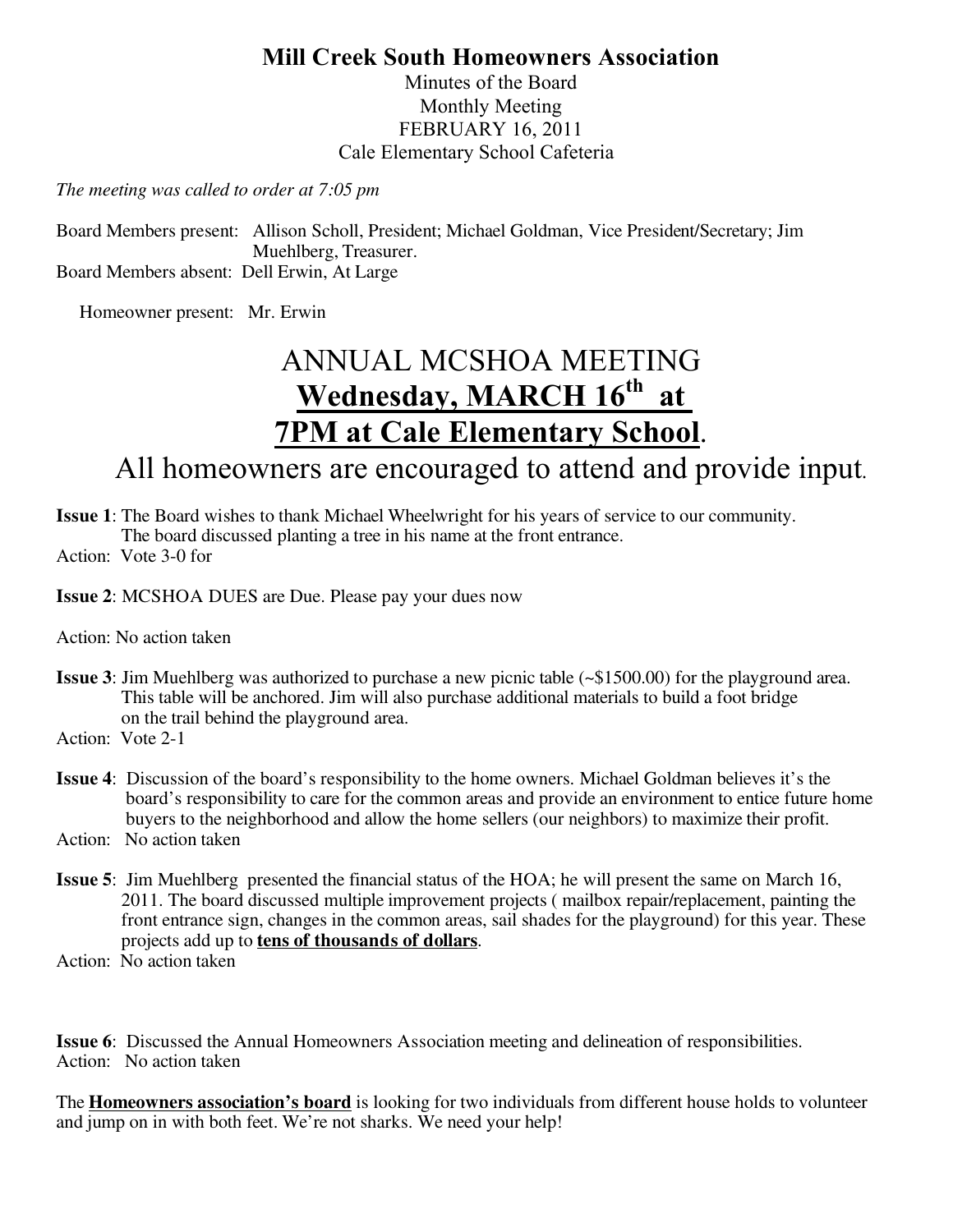**Mill Creek South Homeowners Association**

Minutes of the Board
Monthly Meeting
FEBRUARY 16, 2011
Cale Elementary School Cafeteria

*The meeting was called to order at 7:05 pm*

Board Members present: Allison Scholl, President; Michael Goldman, Vice President/Secretary; Jim Muehlberg, Treasurer.
Board Members absent: Dell Erwin, At Large

Homeowner present: Mr. Erwin

# ANNUAL MCSHOA MEETING

## **Wednesday, MARCH 16th at 7PM at Cale Elementary School**.

All homeowners are encouraged to attend and provide input.

**Issue 1**: The Board wishes to thank Michael Wheelwright for his years of service to our community. The board discussed planting a tree in his name at the front entrance.
Action: Vote 3-0 for

**Issue 2**: MCSHOA DUES are Due. Please pay your dues now

Action: No action taken

**Issue 3**: Jim Muehlberg was authorized to purchase a new picnic table (~$1500.00) for the playground area. This table will be anchored. Jim will also purchase additional materials to build a foot bridge on the trail behind the playground area.
Action: Vote 2-1

**Issue 4**: Discussion of the board's responsibility to the home owners. Michael Goldman believes it's the board's responsibility to care for the common areas and provide an environment to entice future home buyers to the neighborhood and allow the home sellers (our neighbors) to maximize their profit.
Action: No action taken

**Issue 5**: Jim Muehlberg presented the financial status of the HOA; he will present the same on March 16, 2011. The board discussed multiple improvement projects ( mailbox repair/replacement, painting the front entrance sign, changes in the common areas, sail shades for the playground) for this year. These projects add up to **tens of thousands of dollars**.
Action: No action taken

**Issue 6**: Discussed the Annual Homeowners Association meeting and delineation of responsibilities.
Action: No action taken

The **Homeowners association's board** is looking for two individuals from different house holds to volunteer and jump on in with both feet. We're not sharks. We need your help!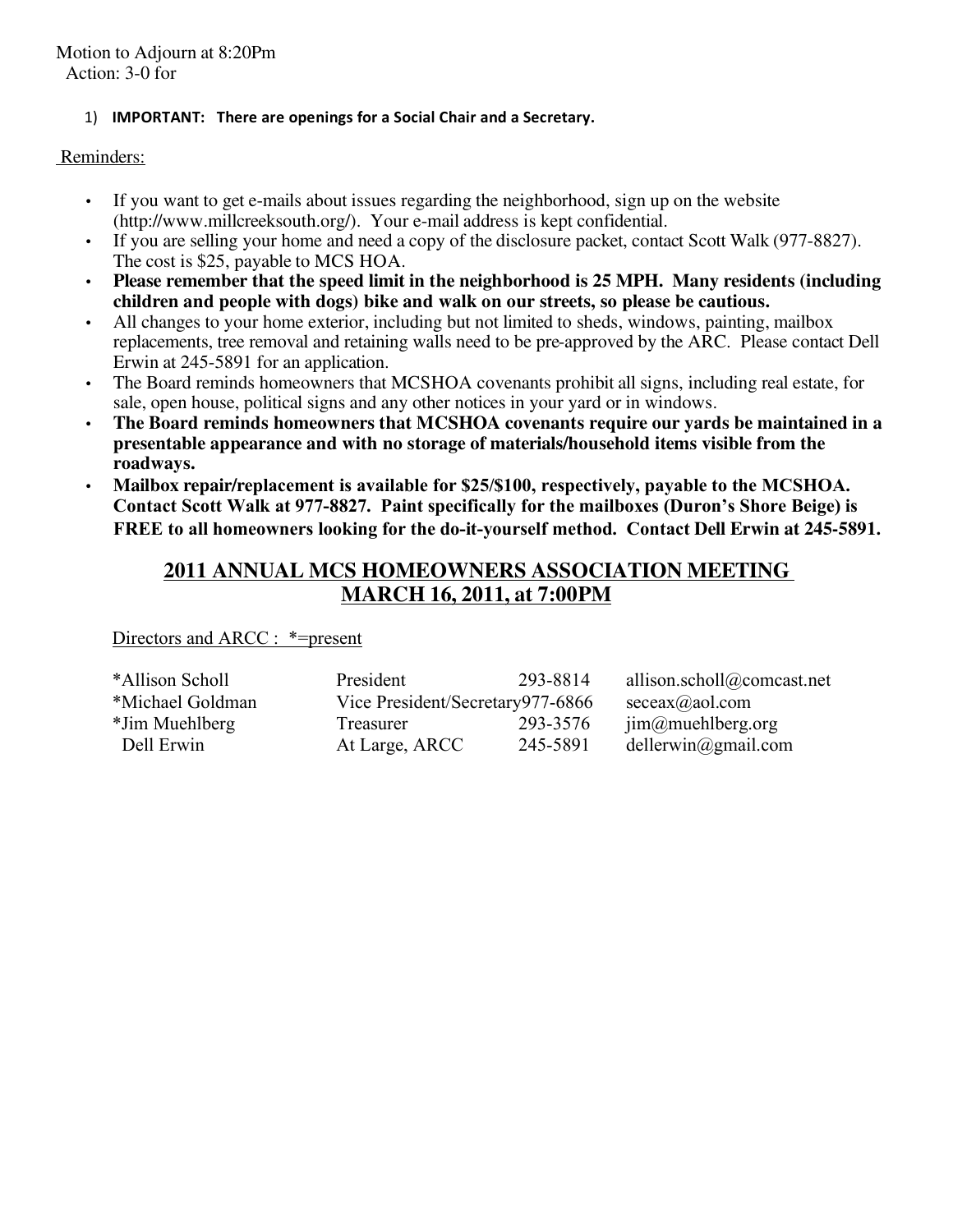Motion to Adjourn at 8:20Pm
Action: 3-0 for

1) **IMPORTANT: There are openings for a Social Chair and a Secretary.**

Reminders:

- If you want to get e-mails about issues regarding the neighborhood, sign up on the website (http://www.millcreeksouth.org/). Your e-mail address is kept confidential.
- If you are selling your home and need a copy of the disclosure packet, contact Scott Walk (977-8827). The cost is $25, payable to MCS HOA.
- **Please remember that the speed limit in the neighborhood is 25 MPH. Many residents (including children and people with dogs) bike and walk on our streets, so please be cautious.**
- All changes to your home exterior, including but not limited to sheds, windows, painting, mailbox replacements, tree removal and retaining walls need to be pre-approved by the ARC. Please contact Dell Erwin at 245-5891 for an application.
- The Board reminds homeowners that MCSHOA covenants prohibit all signs, including real estate, for sale, open house, political signs and any other notices in your yard or in windows.
- **The Board reminds homeowners that MCSHOA covenants require our yards be maintained in a presentable appearance and with no storage of materials/household items visible from the roadways.**
- **Mailbox repair/replacement is available for $25/$100, respectively, payable to the MCSHOA. Contact Scott Walk at 977-8827. Paint specifically for the mailboxes (Duron's Shore Beige) is FREE to all homeowners looking for the do-it-yourself method. Contact Dell Erwin at 245-5891.**

## 2011 ANNUAL MCS HOMEOWNERS ASSOCIATION MEETING
## MARCH 16, 2011, at 7:00PM

Directors and ARCC : *=present

| | | | |
|---|---|---|---|
| *Allison Scholl | President | 293-8814 | allison.scholl@comcast.net |
| *Michael Goldman | Vice President/Secretary | 977-6866 | seceax@aol.com |
| *Jim Muehlberg | Treasurer | 293-3576 | jim@muehlberg.org |
| Dell Erwin | At Large, ARCC | 245-5891 | dellerwin@gmail.com |